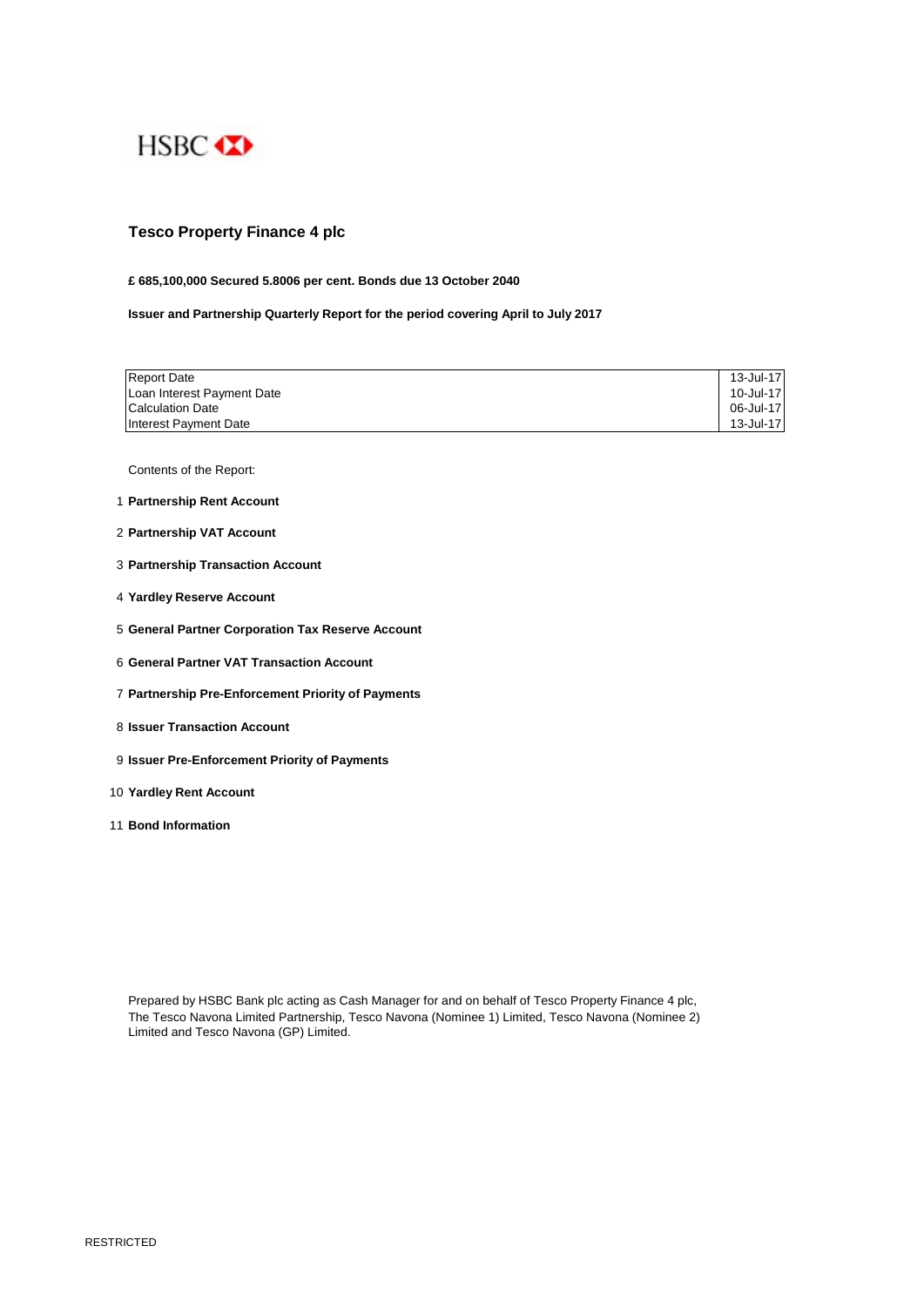HSBC

# Tesco Property Finance 4 plc

**£ 685,100,000 Secured 5.8006 per cent. Bonds due 13 October 2040**

**Issuer and Partnership Quarterly Report for the period covering April to July 2017**

| | |
|---|---|
| Report Date | 13-Jul-17 |
| Loan Interest Payment Date | 10-Jul-17 |
| Calculation Date | 06-Jul-17 |
| Interest Payment Date | 13-Jul-17 |

Contents of the Report:

1. **Partnership Rent Account**
2. **Partnership VAT Account**
3. **Partnership Transaction Account**
4. **Yardley Reserve Account**
5. **General Partner Corporation Tax Reserve Account**
6. **General Partner VAT Transaction Account**
7. **Partnership Pre-Enforcement Priority of Payments**
8. **Issuer Transaction Account**
9. **Issuer Pre-Enforcement Priority of Payments**
10. **Yardley Rent Account**
11. **Bond Information**

Prepared by HSBC Bank plc acting as Cash Manager for and on behalf of Tesco Property Finance 4 plc, The Tesco Navona Limited Partnership, Tesco Navona (Nominee 1) Limited, Tesco Navona (Nominee 2) Limited and Tesco Navona (GP) Limited.

RESTRICTED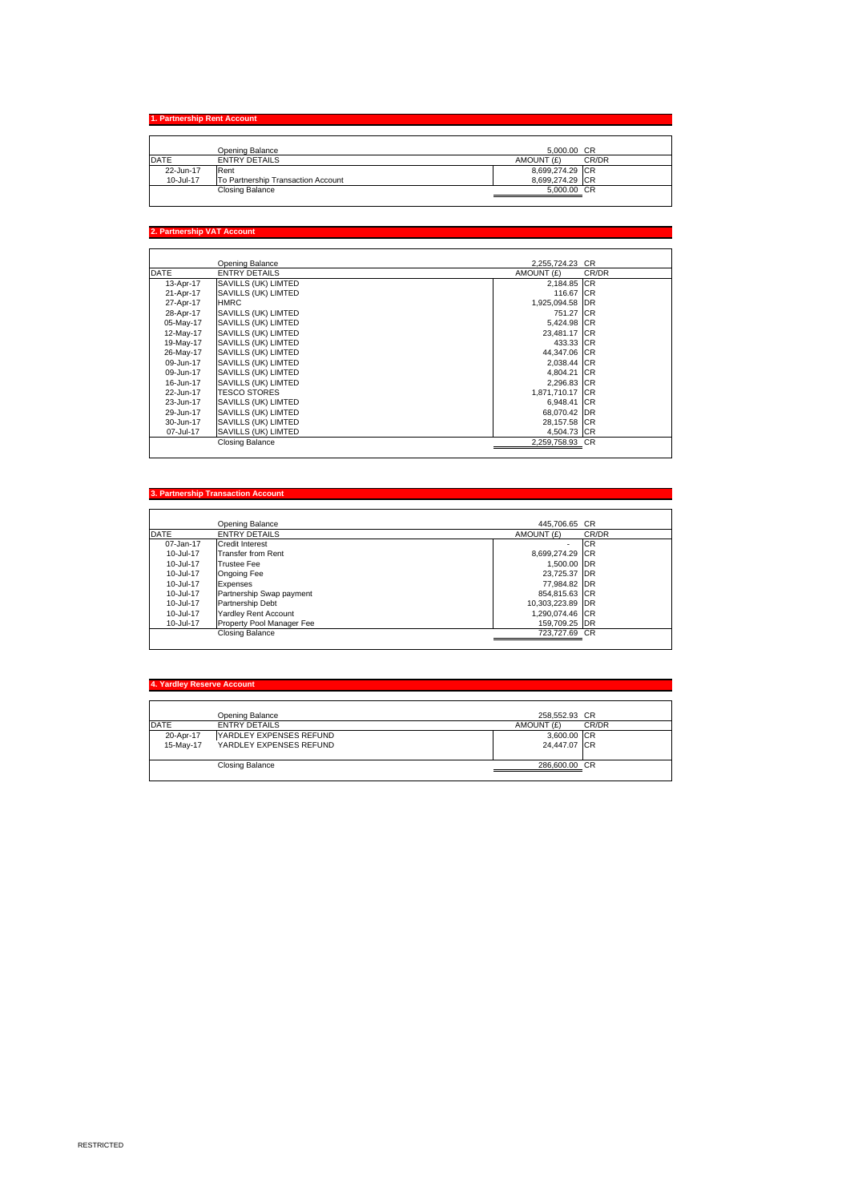## 1. Partnership Rent Account

| DATE | ENTRY DETAILS | AMOUNT (£) | CR/DR |
|---|---|---|---|
| | Opening Balance | 5,000.00 | CR |
| 22-Jun-17 | Rent | 8,699,274.29 | CR |
| 10-Jul-17 | To Partnership Transaction Account | 8,699,274.29 | CR |
| | Closing Balance | 5,000.00 | CR |

## 2. Partnership VAT Account

| DATE | ENTRY DETAILS | AMOUNT (£) | CR/DR |
|---|---|---|---|
| | Opening Balance | 2,255,724.23 | CR |
| 13-Apr-17 | SAVILLS (UK) LIMTED | 2,184.85 | CR |
| 21-Apr-17 | SAVILLS (UK) LIMTED | 116.67 | CR |
| 27-Apr-17 | HMRC | 1,925,094.58 | DR |
| 28-Apr-17 | SAVILLS (UK) LIMTED | 751.27 | CR |
| 05-May-17 | SAVILLS (UK) LIMTED | 5,424.98 | CR |
| 12-May-17 | SAVILLS (UK) LIMTED | 23,481.17 | CR |
| 19-May-17 | SAVILLS (UK) LIMTED | 433.33 | CR |
| 26-May-17 | SAVILLS (UK) LIMTED | 44,347.06 | CR |
| 09-Jun-17 | SAVILLS (UK) LIMTED | 2,038.44 | CR |
| 09-Jun-17 | SAVILLS (UK) LIMTED | 4,804.21 | CR |
| 16-Jun-17 | SAVILLS (UK) LIMTED | 2,296.83 | CR |
| 22-Jun-17 | TESCO STORES | 1,871,710.17 | CR |
| 23-Jun-17 | SAVILLS (UK) LIMTED | 6,948.41 | CR |
| 29-Jun-17 | SAVILLS (UK) LIMTED | 68,070.42 | DR |
| 30-Jun-17 | SAVILLS (UK) LIMTED | 28,157.58 | CR |
| 07-Jul-17 | SAVILLS (UK) LIMTED | 4,504.73 | CR |
| | Closing Balance | 2,259,758.93 | CR |

## 3. Partnership Transaction Account

| DATE | ENTRY DETAILS | AMOUNT (£) | CR/DR |
|---|---|---|---|
| | Opening Balance | 445,706.65 | CR |
| 07-Jan-17 | Credit Interest | - | CR |
| 10-Jul-17 | Transfer from Rent | 8,699,274.29 | CR |
| 10-Jul-17 | Trustee Fee | 1,500.00 | DR |
| 10-Jul-17 | Ongoing Fee | 23,725.37 | DR |
| 10-Jul-17 | Expenses | 77,984.82 | DR |
| 10-Jul-17 | Partnership Swap payment | 854,815.63 | CR |
| 10-Jul-17 | Partnership Debt | 10,303,223.89 | DR |
| 10-Jul-17 | Yardley Rent Account | 1,290,074.46 | CR |
| 10-Jul-17 | Property Pool Manager Fee | 159,709.25 | DR |
| | Closing Balance | 723,727.69 | CR |

## 4. Yardley Reserve Account

| DATE | ENTRY DETAILS | AMOUNT (£) | CR/DR |
|---|---|---|---|
| | Opening Balance | 258,552.93 | CR |
| 20-Apr-17 | YARDLEY EXPENSES REFUND | 3,600.00 | CR |
| 15-May-17 | YARDLEY EXPENSES REFUND | 24,447.07 | CR |
| | Closing Balance | 286,600.00 | CR |

RESTRICTED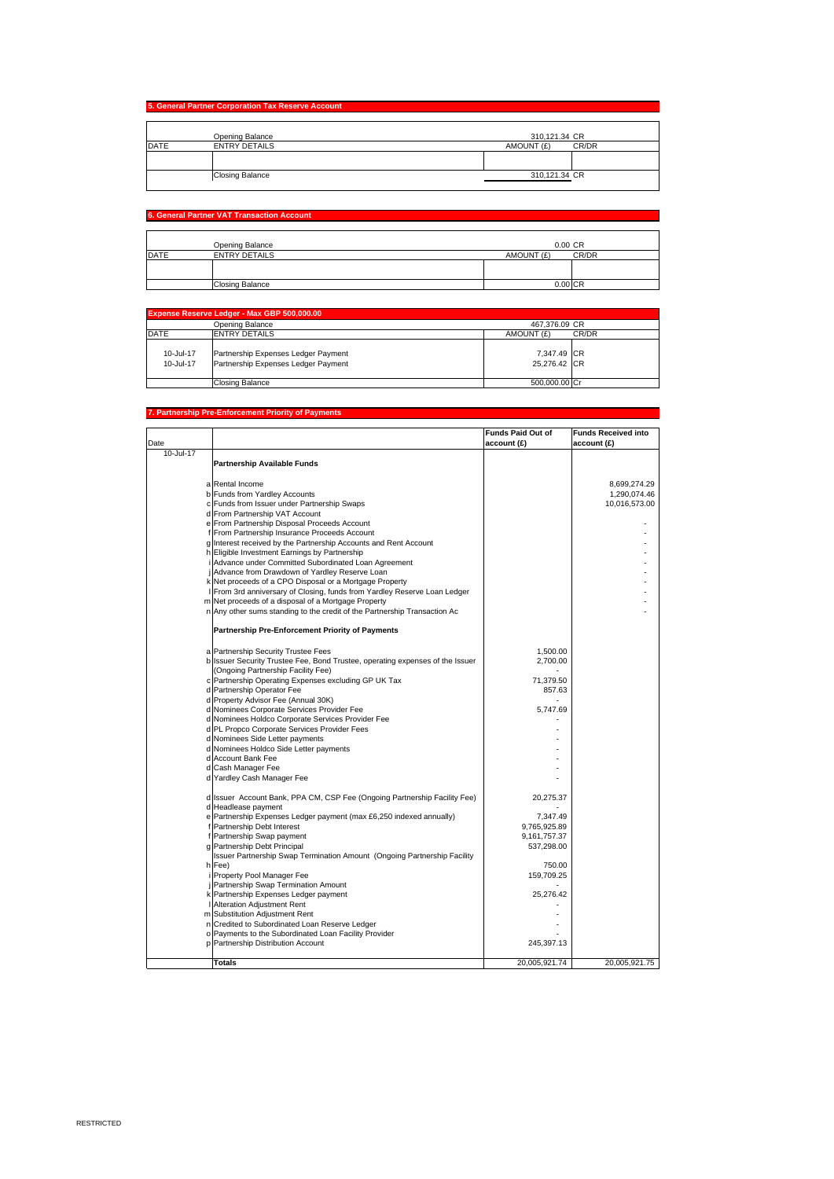## 5. General Partner Corporation Tax Reserve Account

| DATE | ENTRY DETAILS | AMOUNT (£) | CR/DR |
|---|---|---|---|
| | Opening Balance | 310,121.34 | CR |
| | | | |
| | Closing Balance | 310,121.34 | CR |

## 6. General Partner VAT Transaction Account

| DATE | ENTRY DETAILS | AMOUNT (£) | CR/DR |
|---|---|---|---|
| | Opening Balance | 0.00 | CR |
| | | | |
| | Closing Balance | 0.00 | CR |

## Expense Reserve Ledger - Max GBP 500,000.00

| DATE | ENTRY DETAILS | AMOUNT (£) | CR/DR |
|---|---|---|---|
| | Opening Balance | 467,376.09 | CR |
| 10-Jul-17 | Partnership Expenses Ledger Payment | 7,347.49 | CR |
| 10-Jul-17 | Partnership Expenses Ledger Payment | 25,276.42 | CR |
| | Closing Balance | 500,000.00 | Cr |

## 7. Partnership Pre-Enforcement Priority of Payments

| Date | | | Funds Paid Out of account (£) | Funds Received into account (£) |
|---|---|---|---|---|
| 10-Jul-17 | | **Partnership Available Funds** | | |
| | a | Rental Income | | 8,699,274.29 |
| | b | Funds from Yardley Accounts | | 1,290,074.46 |
| | c | Funds from Issuer under Partnership Swaps | | 10,016,573.00 |
| | d | From Partnership VAT Account | | |
| | e | From Partnership Disposal Proceeds Account | | - |
| | f | From Partnership Insurance Proceeds Account | | - |
| | g | Interest received by the Partnership Accounts and Rent Account | | - |
| | h | Eligible Investment Earnings by Partnership | | - |
| | i | Advance under Committed Subordinated Loan Agreement | | - |
| | j | Advance from Drawdown of Yardley Reserve Loan | | - |
| | k | Net proceeds of a CPO Disposal or a Mortgage Property | | - |
| | l | From 3rd anniversary of Closing, funds from Yardley Reserve Loan Ledger | | - |
| | m | Net proceeds of a disposal of a Mortgage Property | | - |
| | n | Any other sums standing to the credit of the Partnership Transaction Ac | | - |
| | | **Partnership Pre-Enforcement Priority of Payments** | | |
| | a | Partnership Security Trustee Fees | 1,500.00 | |
| | b | Issuer Security Trustee Fee, Bond Trustee, operating expenses of the Issuer (Ongoing Partnership Facility Fee) | 2,700.00 | |
| | c | Partnership Operating Expenses excluding GP UK Tax | 71,379.50 | |
| | d | Partnership Operator Fee | 857.63 | |
| | d | Property Advisor Fee (Annual 30K) | - | |
| | d | Nominees Corporate Services Provider Fee | 5,747.69 | |
| | d | Nominees Holdco Corporate Services Provider Fee | - | |
| | d | PL Propco Corporate Services Provider Fees | - | |
| | d | Nominees Side Letter payments | - | |
| | d | Nominees Holdco Side Letter payments | - | |
| | d | Account Bank Fee | - | |
| | d | Cash Manager Fee | - | |
| | d | Yardley Cash Manager Fee | - | |
| | d | Issuer Account Bank, PPA CM, CSP Fee (Ongoing Partnership Facility Fee) | 20,275.37 | |
| | d | Headlease payment | - | |
| | e | Partnership Expenses Ledger payment (max £6,250 indexed annually) | 7,347.49 | |
| | f | Partnership Debt Interest | 9,765,925.89 | |
| | f | Partnership Swap payment | 9,161,757.37 | |
| | g | Partnership Debt Principal | 537,298.00 | |
| | h | Issuer Partnership Swap Termination Amount (Ongoing Partnership Facility Fee) | 750.00 | |
| | i | Property Pool Manager Fee | 159,709.25 | |
| | j | Partnership Swap Termination Amount | - | |
| | k | Partnership Expenses Ledger payment | 25,276.42 | |
| | l | Alteration Adjustment Rent | - | |
| | m | Substitution Adjustment Rent | - | |
| | n | Credited to Subordinated Loan Reserve Ledger | - | |
| | o | Payments to the Subordinated Loan Facility Provider | - | |
| | p | Partnership Distribution Account | 245,397.13 | |
| | | **Totals** | 20,005,921.74 | 20,005,921.75 |

RESTRICTED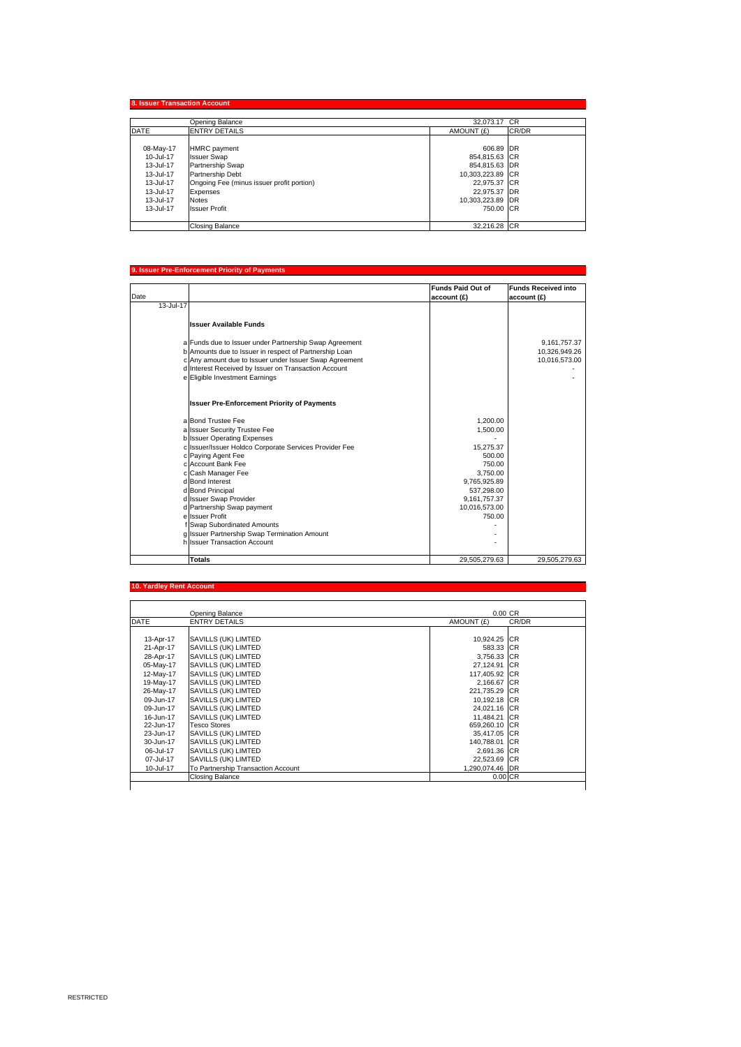## 8. Issuer Transaction Account

| DATE | ENTRY DETAILS | AMOUNT (£) | CR/DR |
|---|---|---|---|
| | Opening Balance | 32,073.17 | CR |
| 08-May-17 | HMRC payment | 606.89 | DR |
| 10-Jul-17 | Issuer Swap | 854,815.63 | CR |
| 13-Jul-17 | Partnership Swap | 854,815.63 | DR |
| 13-Jul-17 | Partnership Debt | 10,303,223.89 | CR |
| 13-Jul-17 | Ongoing Fee (minus issuer profit portion) | 22,975.37 | CR |
| 13-Jul-17 | Expenses | 22,975.37 | DR |
| 13-Jul-17 | Notes | 10,303,223.89 | DR |
| 13-Jul-17 | Issuer Profit | 750.00 | CR |
| | Closing Balance | 32,216.28 | CR |

## 9. Issuer Pre-Enforcement Priority of Payments

| Date | | Funds Paid Out of account (£) | Funds Received into account (£) |
|---|---|---|---|
| 13-Jul-17 | | | |
| | **Issuer Available Funds** | | |
| | a Funds due to Issuer under Partnership Swap Agreement | | 9,161,757.37 |
| | b Amounts due to Issuer in respect of Partnership Loan | | 10,326,949.26 |
| | c Any amount due to Issuer under Issuer Swap Agreement | | 10,016,573.00 |
| | d Interest Received by Issuer on Transaction Account | | - |
| | e Eligible Investment Earnings | | - |
| | **Issuer Pre-Enforcement Priority of Payments** | | |
| | a Bond Trustee Fee | 1,200.00 | |
| | a Issuer Security Trustee Fee | 1,500.00 | |
| | b Issuer Operating Expenses | - | |
| | c Issuer/Issuer Holdco Corporate Services Provider Fee | 15,275.37 | |
| | c Paying Agent Fee | 500.00 | |
| | c Account Bank Fee | 750.00 | |
| | c Cash Manager Fee | 3,750.00 | |
| | d Bond Interest | 9,765,925.89 | |
| | d Bond Principal | 537,298.00 | |
| | d Issuer Swap Provider | 9,161,757.37 | |
| | d Partnership Swap payment | 10,016,573.00 | |
| | e Issuer Profit | 750.00 | |
| | f Swap Subordinated Amounts | - | |
| | g Issuer Partnership Swap Termination Amount | - | |
| | h Issuer Transaction Account | - | |
| | **Totals** | 29,505,279.63 | 29,505,279.63 |

## 10. Yardley Rent Account

| DATE | ENTRY DETAILS | AMOUNT (£) | CR/DR |
|---|---|---|---|
| | Opening Balance | 0.00 | CR |
| 13-Apr-17 | SAVILLS (UK) LIMTED | 10,924.25 | CR |
| 21-Apr-17 | SAVILLS (UK) LIMTED | 583.33 | CR |
| 28-Apr-17 | SAVILLS (UK) LIMTED | 3,756.33 | CR |
| 05-May-17 | SAVILLS (UK) LIMTED | 27,124.91 | CR |
| 12-May-17 | SAVILLS (UK) LIMTED | 117,405.92 | CR |
| 19-May-17 | SAVILLS (UK) LIMTED | 2,166.67 | CR |
| 26-May-17 | SAVILLS (UK) LIMTED | 221,735.29 | CR |
| 09-Jun-17 | SAVILLS (UK) LIMTED | 10,192.18 | CR |
| 09-Jun-17 | SAVILLS (UK) LIMTED | 24,021.16 | CR |
| 16-Jun-17 | SAVILLS (UK) LIMTED | 11,484.21 | CR |
| 22-Jun-17 | Tesco Stores | 659,260.10 | CR |
| 23-Jun-17 | SAVILLS (UK) LIMTED | 35,417.05 | CR |
| 30-Jun-17 | SAVILLS (UK) LIMTED | 140,788.01 | CR |
| 06-Jul-17 | SAVILLS (UK) LIMTED | 2,691.36 | CR |
| 07-Jul-17 | SAVILLS (UK) LIMTED | 22,523.69 | CR |
| 10-Jul-17 | To Partnership Transaction Account | 1,290,074.46 | DR |
| | Closing Balance | 0.00 | CR |

RESTRICTED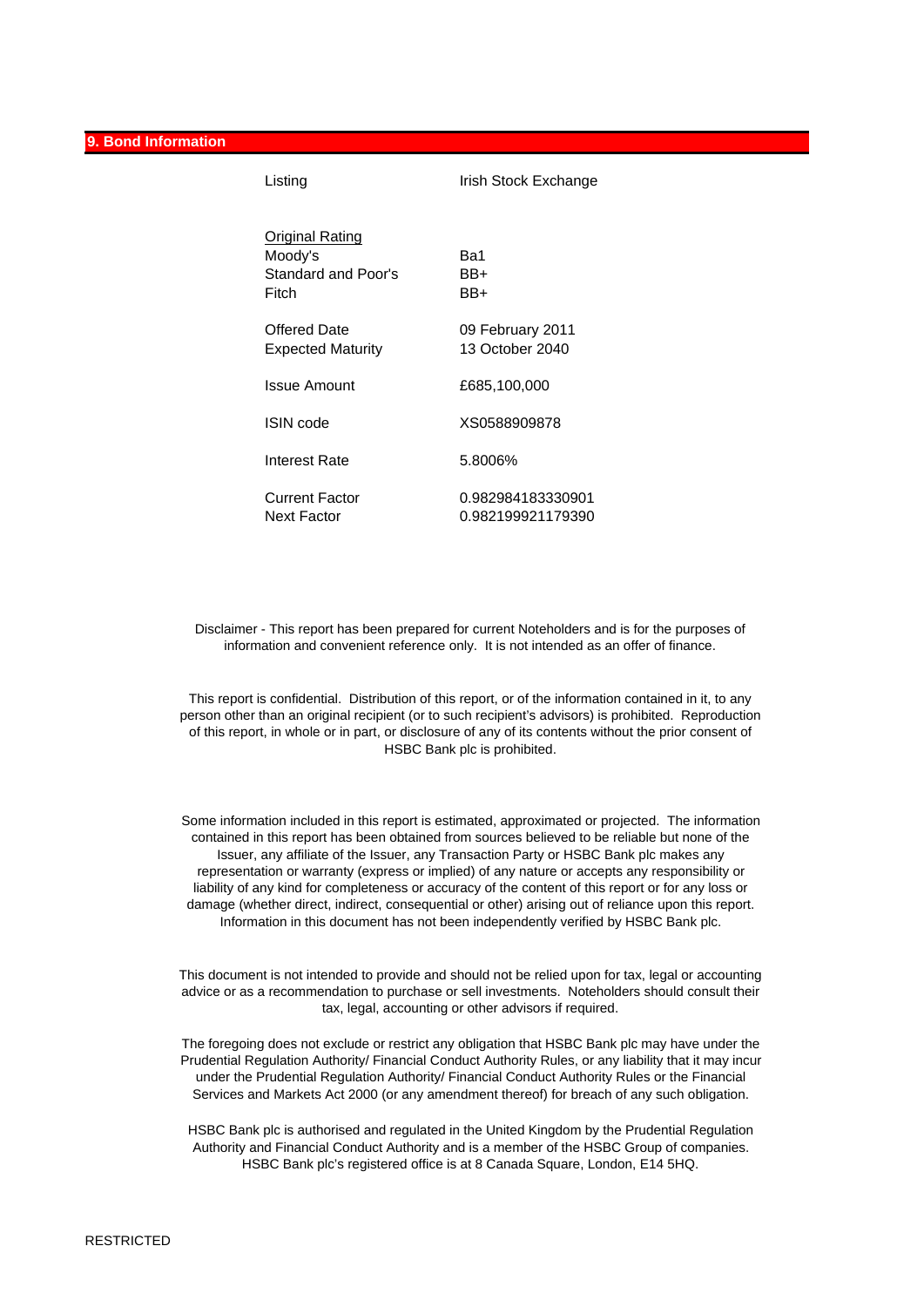## 9. Bond Information

| | |
|---|---|
| Listing | Irish Stock Exchange |
| Original Rating | |
| Moody's | Ba1 |
| Standard and Poor's | BB+ |
| Fitch | BB+ |
| Offered Date | 09 February 2011 |
| Expected Maturity | 13 October 2040 |
| Issue Amount | £685,100,000 |
| ISIN code | XS0588909878 |
| Interest Rate | 5.8006% |
| Current Factor | 0.982984183330901 |
| Next Factor | 0.982199921179390 |

Disclaimer - This report has been prepared for current Noteholders and is for the purposes of information and convenient reference only. It is not intended as an offer of finance.

This report is confidential. Distribution of this report, or of the information contained in it, to any person other than an original recipient (or to such recipient's advisors) is prohibited. Reproduction of this report, in whole or in part, or disclosure of any of its contents without the prior consent of HSBC Bank plc is prohibited.

Some information included in this report is estimated, approximated or projected. The information contained in this report has been obtained from sources believed to be reliable but none of the Issuer, any affiliate of the Issuer, any Transaction Party or HSBC Bank plc makes any representation or warranty (express or implied) of any nature or accepts any responsibility or liability of any kind for completeness or accuracy of the content of this report or for any loss or damage (whether direct, indirect, consequential or other) arising out of reliance upon this report. Information in this document has not been independently verified by HSBC Bank plc.

This document is not intended to provide and should not be relied upon for tax, legal or accounting advice or as a recommendation to purchase or sell investments. Noteholders should consult their tax, legal, accounting or other advisors if required.

The foregoing does not exclude or restrict any obligation that HSBC Bank plc may have under the Prudential Regulation Authority/ Financial Conduct Authority Rules, or any liability that it may incur under the Prudential Regulation Authority/ Financial Conduct Authority Rules or the Financial Services and Markets Act 2000 (or any amendment thereof) for breach of any such obligation.

HSBC Bank plc is authorised and regulated in the United Kingdom by the Prudential Regulation Authority and Financial Conduct Authority and is a member of the HSBC Group of companies. HSBC Bank plc's registered office is at 8 Canada Square, London, E14 5HQ.

RESTRICTED